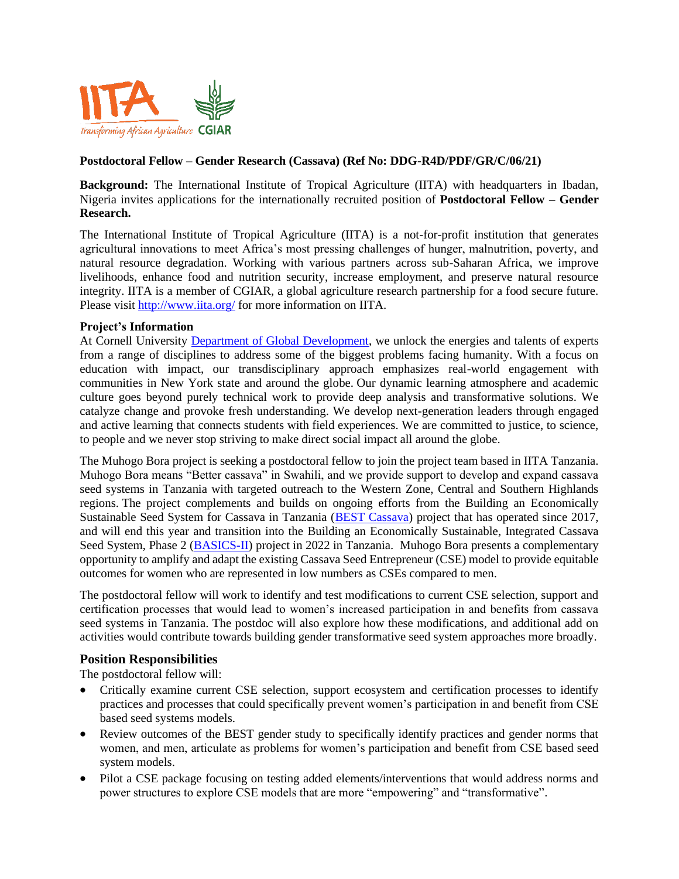**Postdoctoral Fellow – Gender Research (Cassava) (Ref No: DDG-R4D/PDF/GR/C/06/21)**

**Background:** The International Institute of Tropical Agriculture (IITA) with headquarters in Ibadan, Nigeria invites applications for the internationally recruited position of **Postdoctoral Fellow – Gender Research.**

The International Institute of Tropical Agriculture (IITA) is a not-for-profit institution that generates agricultural innovations to meet Africa's most pressing challenges of hunger, malnutrition, poverty, and natural resource degradation. Working with various partners across sub-Saharan Africa, we improve livelihoods, enhance food and nutrition security, increase employment, and preserve natural resource integrity. IITA is a member of CGIAR, a global agriculture research partnership for a food secure future. Please visit http://www.iita.org/ for more information on IITA.

**Project's Information**

At Cornell University Department of Global Development, we unlock the energies and talents of experts from a range of disciplines to address some of the biggest problems facing humanity. With a focus on education with impact, our transdisciplinary approach emphasizes real-world engagement with communities in New York state and around the globe. Our dynamic learning atmosphere and academic culture goes beyond purely technical work to provide deep analysis and transformative solutions. We catalyze change and provoke fresh understanding. We develop next-generation leaders through engaged and active learning that connects students with field experiences. We are committed to justice, to science, to people and we never stop striving to make direct social impact all around the globe.

The Muhogo Bora project is seeking a postdoctoral fellow to join the project team based in IITA Tanzania. Muhogo Bora means "Better cassava" in Swahili, and we provide support to develop and expand cassava seed systems in Tanzania with targeted outreach to the Western Zone, Central and Southern Highlands regions. The project complements and builds on ongoing efforts from the Building an Economically Sustainable Seed System for Cassava in Tanzania (BEST Cassava) project that has operated since 2017, and will end this year and transition into the Building an Economically Sustainable, Integrated Cassava Seed System, Phase 2 (BASICS-II) project in 2022 in Tanzania. Muhogo Bora presents a complementary opportunity to amplify and adapt the existing Cassava Seed Entrepreneur (CSE) model to provide equitable outcomes for women who are represented in low numbers as CSEs compared to men.

The postdoctoral fellow will work to identify and test modifications to current CSE selection, support and certification processes that would lead to women's increased participation in and benefits from cassava seed systems in Tanzania. The postdoc will also explore how these modifications, and additional add on activities would contribute towards building gender transformative seed system approaches more broadly.

## Position Responsibilities

The postdoctoral fellow will:

- Critically examine current CSE selection, support ecosystem and certification processes to identify practices and processes that could specifically prevent women's participation in and benefit from CSE based seed systems models.
- Review outcomes of the BEST gender study to specifically identify practices and gender norms that women, and men, articulate as problems for women's participation and benefit from CSE based seed system models.
- Pilot a CSE package focusing on testing added elements/interventions that would address norms and power structures to explore CSE models that are more "empowering" and "transformative".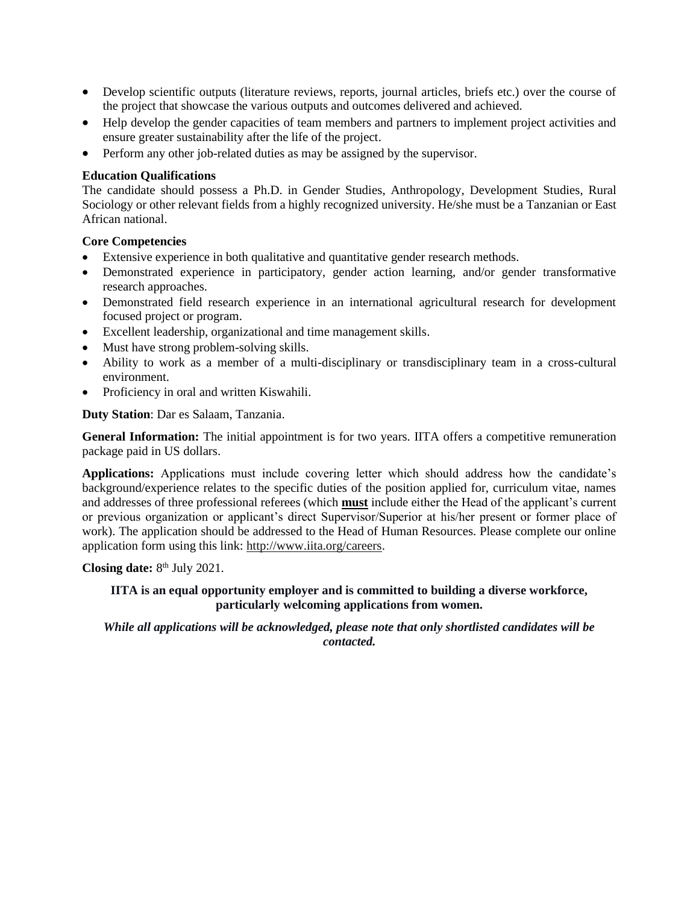- Develop scientific outputs (literature reviews, reports, journal articles, briefs etc.) over the course of the project that showcase the various outputs and outcomes delivered and achieved.
- Help develop the gender capacities of team members and partners to implement project activities and ensure greater sustainability after the life of the project.
- Perform any other job-related duties as may be assigned by the supervisor.

**Education Qualifications**

The candidate should possess a Ph.D. in Gender Studies, Anthropology, Development Studies, Rural Sociology or other relevant fields from a highly recognized university. He/she must be a Tanzanian or East African national.

**Core Competencies**

- Extensive experience in both qualitative and quantitative gender research methods.
- Demonstrated experience in participatory, gender action learning, and/or gender transformative research approaches.
- Demonstrated field research experience in an international agricultural research for development focused project or program.
- Excellent leadership, organizational and time management skills.
- Must have strong problem-solving skills.
- Ability to work as a member of a multi-disciplinary or transdisciplinary team in a cross-cultural environment.
- Proficiency in oral and written Kiswahili.

**Duty Station**: Dar es Salaam, Tanzania.

**General Information:** The initial appointment is for two years. IITA offers a competitive remuneration package paid in US dollars.

**Applications:** Applications must include covering letter which should address how the candidate's background/experience relates to the specific duties of the position applied for, curriculum vitae, names and addresses of three professional referees (which **must** include either the Head of the applicant's current or previous organization or applicant's direct Supervisor/Superior at his/her present or former place of work). The application should be addressed to the Head of Human Resources. Please complete our online application form using this link: http://www.iita.org/careers.

**Closing date:** 8th July 2021.

**IITA is an equal opportunity employer and is committed to building a diverse workforce, particularly welcoming applications from women.**

***While all applications will be acknowledged, please note that only shortlisted candidates will be contacted.***